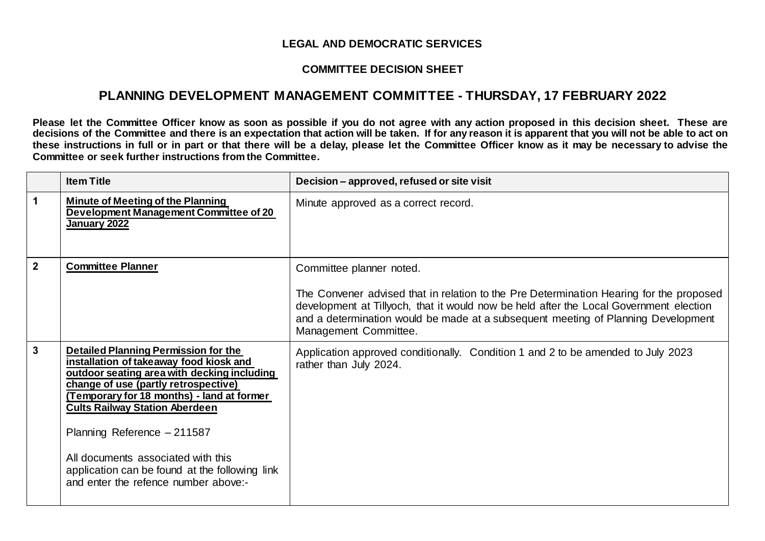**LEGAL AND DEMOCRATIC SERVICES**

**COMMITTEE DECISION SHEET**

## PLANNING DEVELOPMENT MANAGEMENT COMMITTEE - THURSDAY, 17 FEBRUARY 2022

**Please let the Committee Officer know as soon as possible if you do not agree with any action proposed in this decision sheet. These are decisions of the Committee and there is an expectation that action will be taken. If for any reason it is apparent that you will not be able to act on these instructions in full or in part or that there will be a delay, please let the Committee Officer know as it may be necessary to advise the Committee or seek further instructions from the Committee.**

| | Item Title | Decision – approved, refused or site visit |
|---|---|---|
| **1** | **Minute of Meeting of the Planning Development Management Committee of 20 January 2022** | Minute approved as a correct record. |
| **2** | **Committee Planner** | Committee planner noted.<br><br>The Convener advised that in relation to the Pre Determination Hearing for the proposed development at Tillyoch, that it would now be held after the Local Government election and a determination would be made at a subsequent meeting of Planning Development Management Committee. |
| **3** | **Detailed Planning Permission for the installation of takeaway food kiosk and outdoor seating area with decking including change of use (partly retrospective) (Temporary for 18 months) - land at former Cults Railway Station Aberdeen**<br><br>Planning Reference – 211587<br><br>All documents associated with this application can be found at the following link and enter the refence number above:- | Application approved conditionally. Condition 1 and 2 to be amended to July 2023 rather than July 2024. |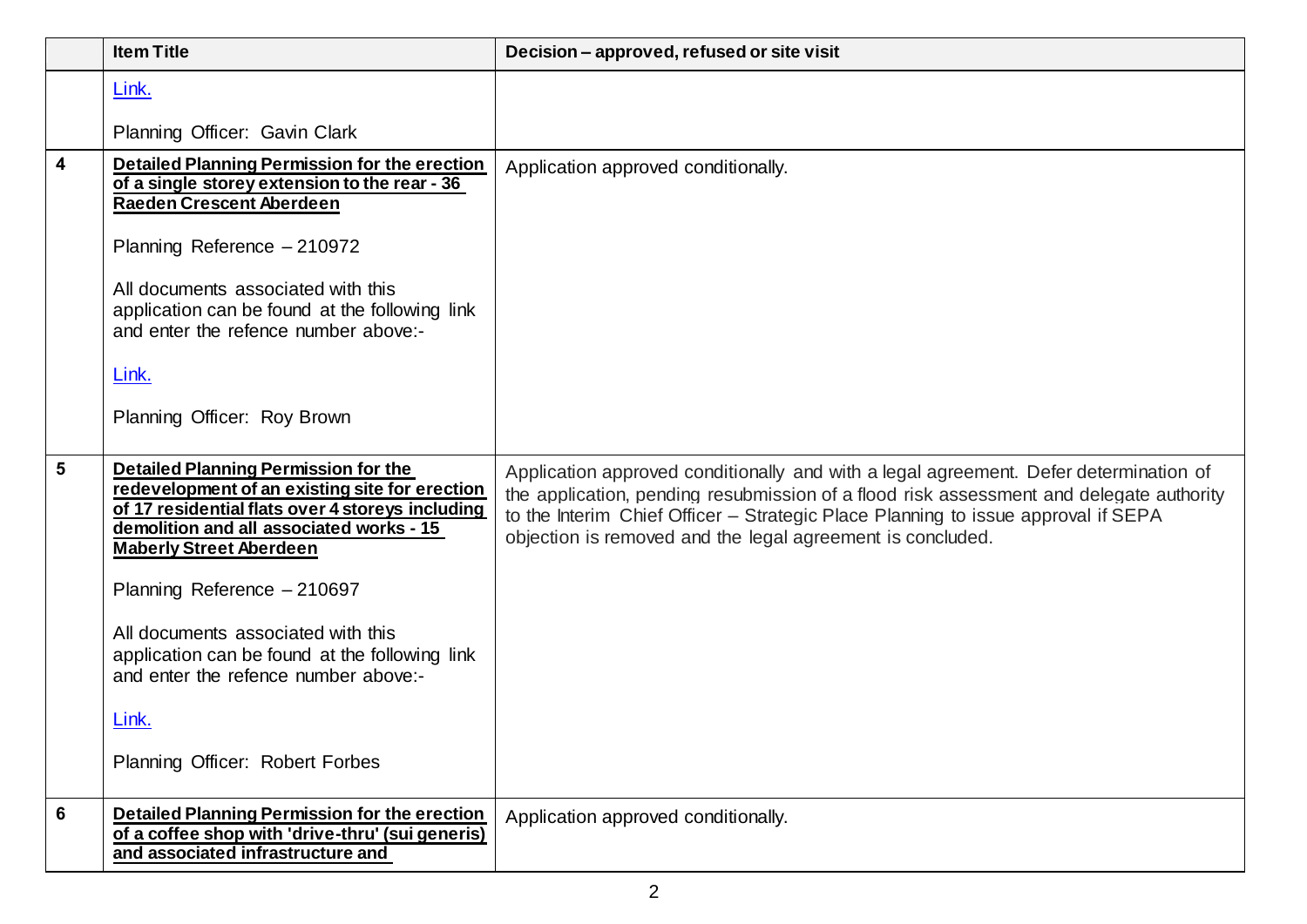| | Item Title | Decision – approved, refused or site visit |
|---|---|---|
| | Link.<br><br>Planning Officer: Gavin Clark | |
| **4** | **Detailed Planning Permission for the erection of a single storey extension to the rear - 36 Raeden Crescent Aberdeen**<br><br>Planning Reference – 210972<br><br>All documents associated with this application can be found at the following link and enter the refence number above:-<br><br>Link.<br><br>Planning Officer: Roy Brown | Application approved conditionally. |
| **5** | **Detailed Planning Permission for the redevelopment of an existing site for erection of 17 residential flats over 4 storeys including demolition and all associated works - 15 Maberly Street Aberdeen**<br><br>Planning Reference – 210697<br><br>All documents associated with this application can be found at the following link and enter the refence number above:-<br><br>Link.<br><br>Planning Officer: Robert Forbes | Application approved conditionally and with a legal agreement. Defer determination of the application, pending resubmission of a flood risk assessment and delegate authority to the Interim Chief Officer – Strategic Place Planning to issue approval if SEPA objection is removed and the legal agreement is concluded. |
| **6** | **Detailed Planning Permission for the erection of a coffee shop with 'drive-thru' (sui generis) and associated infrastructure and** | Application approved conditionally. |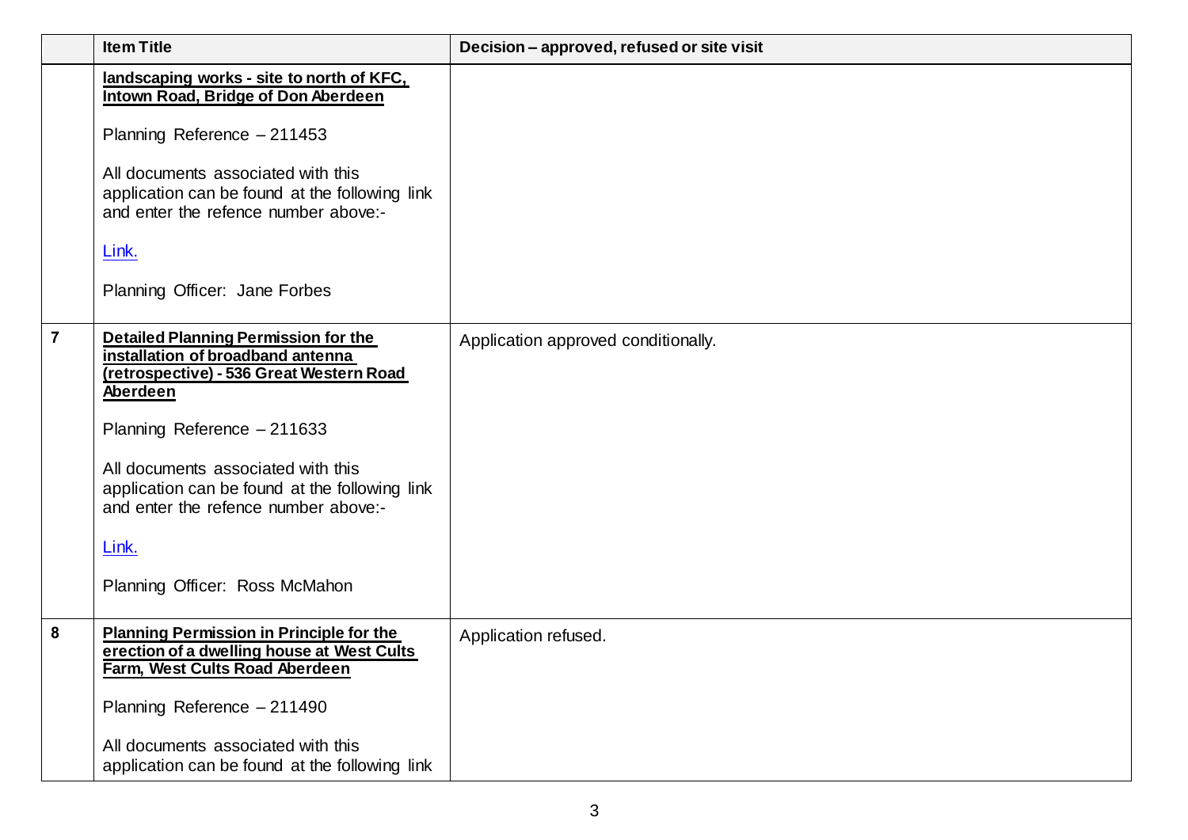|  | Item Title | Decision – approved, refused or site visit |
|---|---|---|
|  | **landscaping works - site to north of KFC, Intown Road, Bridge of Don Aberdeen**<br><br>Planning Reference – 211453<br><br>All documents associated with this application can be found at the following link and enter the refence number above:-<br><br>Link.<br><br>Planning Officer: Jane Forbes |  |
| **7** | **Detailed Planning Permission for the installation of broadband antenna (retrospective) - 536 Great Western Road Aberdeen**<br><br>Planning Reference – 211633<br><br>All documents associated with this application can be found at the following link and enter the refence number above:-<br><br>Link.<br><br>Planning Officer: Ross McMahon | Application approved conditionally. |
| **8** | **Planning Permission in Principle for the erection of a dwelling house at West Cults Farm, West Cults Road Aberdeen**<br><br>Planning Reference – 211490<br><br>All documents associated with this application can be found at the following link | Application refused. |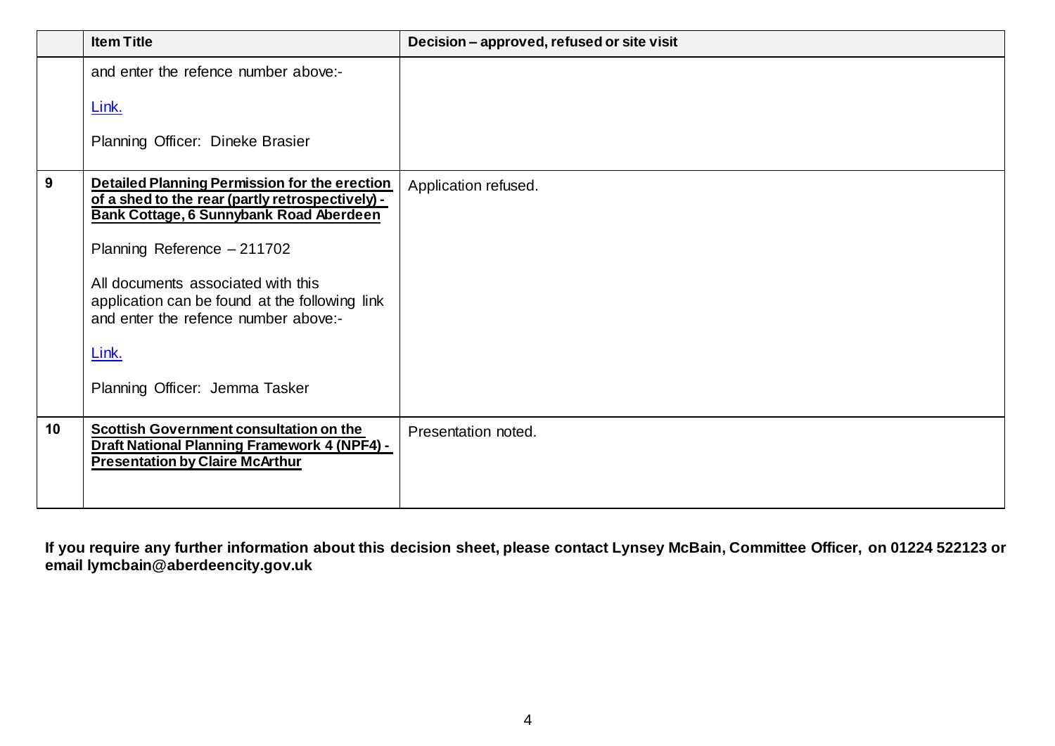| | Item Title | Decision – approved, refused or site visit |
|---|---|---|
| | and enter the refence number above:-<br><br>[Link.](Link.)<br><br>Planning Officer: Dineke Brasier | |
| 9 | **Detailed Planning Permission for the erection of a shed to the rear (partly retrospectively) - Bank Cottage, 6 Sunnybank Road Aberdeen**<br><br>Planning Reference – 211702<br><br>All documents associated with this application can be found at the following link and enter the refence number above:-<br><br>Link.<br><br>Planning Officer: Jemma Tasker | Application refused. |
| 10 | **Scottish Government consultation on the Draft National Planning Framework 4 (NPF4) - Presentation by Claire McArthur** | Presentation noted. |

**If you require any further information about this decision sheet, please contact Lynsey McBain, Committee Officer, on 01224 522123 or email lymcbain@aberdeencity.gov.uk**